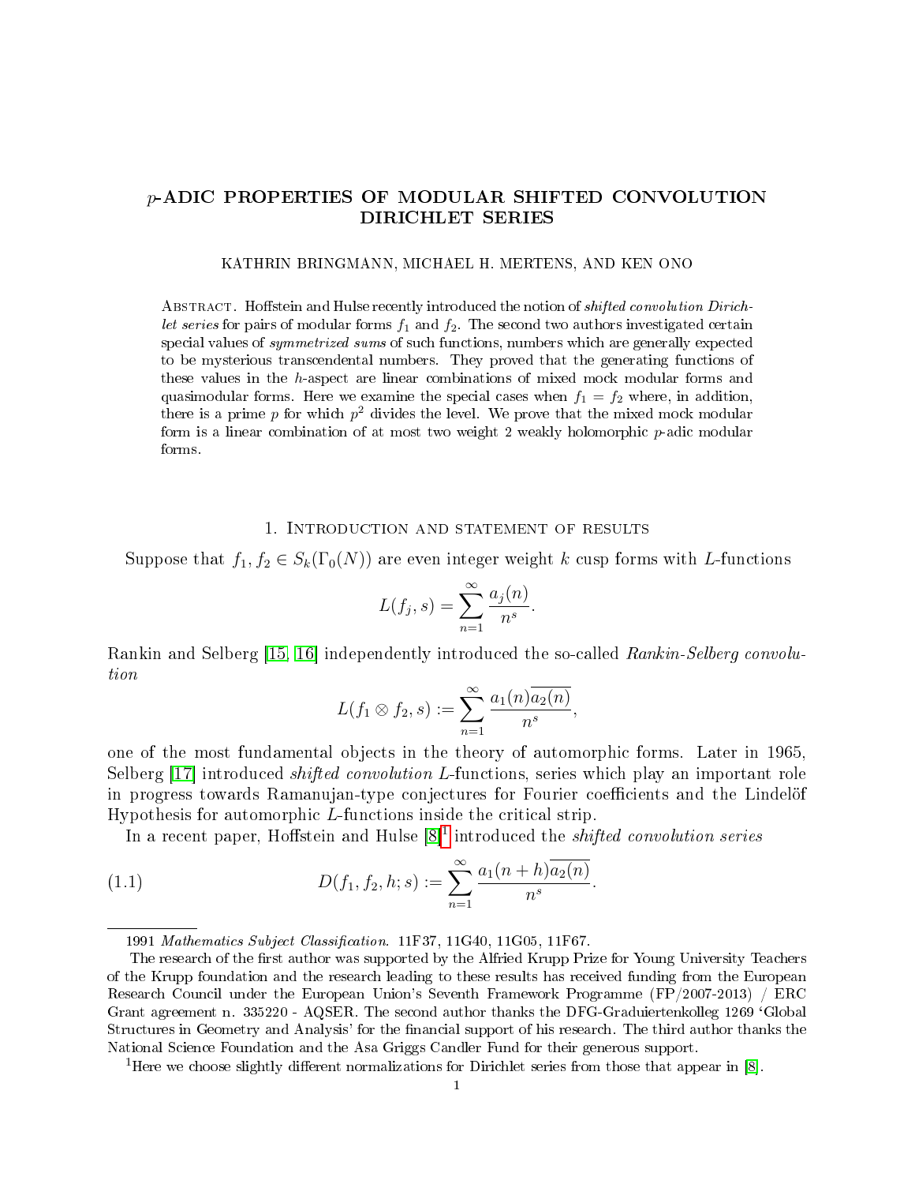# $p$-ADIC PROPERTIES OF MODULAR SHIFTED CONVOLUTION DIRICHLET SERIES

KATHRIN BRINGMANN, MICHAEL H. MERTENS, AND KEN ONO

ABSTRACT. Hoffstein and Hulse recently introduced the notion of *shifted convolution Dirichlet series* for pairs of modular forms $f_1$ and $f_2$. The second two authors investigated certain special values of *symmetrized sums* of such functions, numbers which are generally expected to be mysterious transcendental numbers. They proved that the generating functions of these values in the $h$-aspect are linear combinations of mixed mock modular forms and quasimodular forms. Here we examine the special cases when $f_1 = f_2$ where, in addition, there is a prime $p$ for which $p^2$ divides the level. We prove that the mixed mock modular form is a linear combination of at most two weight 2 weakly holomorphic $p$-adic modular forms.

## 1. Introduction and statement of results

Suppose that $f_1, f_2 \in S_k(\Gamma_0(N))$ are even integer weight $k$ cusp forms with $L$-functions

$$L(f_j, s) = \sum_{n=1}^{\infty} \frac{a_j(n)}{n^s}.$$

Rankin and Selberg [15, 16] independently introduced the so-called *Rankin-Selberg convolution*

$$L(f_1 \otimes f_2, s) := \sum_{n=1}^{\infty} \frac{a_1(n)\overline{a_2(n)}}{n^s},$$

one of the most fundamental objects in the theory of automorphic forms. Later in 1965, Selberg [17] introduced *shifted convolution* $L$-functions, series which play an important role in progress towards Ramanujan-type conjectures for Fourier coefficients and the Lindelöf Hypothesis for automorphic $L$-functions inside the critical strip.

In a recent paper, Hoffstein and Hulse [8][1] introduced the *shifted convolution series*

$$D(f_1, f_2, h; s) := \sum_{n=1}^{\infty} \frac{a_1(n+h)\overline{a_2(n)}}{n^s}. \tag{1.1}$$

---

1991 *Mathematics Subject Classification.* 11F37, 11G40, 11G05, 11F67.

The research of the first author was supported by the Alfried Krupp Prize for Young University Teachers of the Krupp foundation and the research leading to these results has received funding from the European Research Council under the European Union's Seventh Framework Programme (FP/2007-2013) / ERC Grant agreement n. 335220 - AQSER. The second author thanks the DFG-Graduiertenkolleg 1269 'Global Structures in Geometry and Analysis' for the financial support of his research. The third author thanks the National Science Foundation and the Asa Griggs Candler Fund for their generous support.

[1] Here we choose slightly different normalizations for Dirichlet series from those that appear in [8].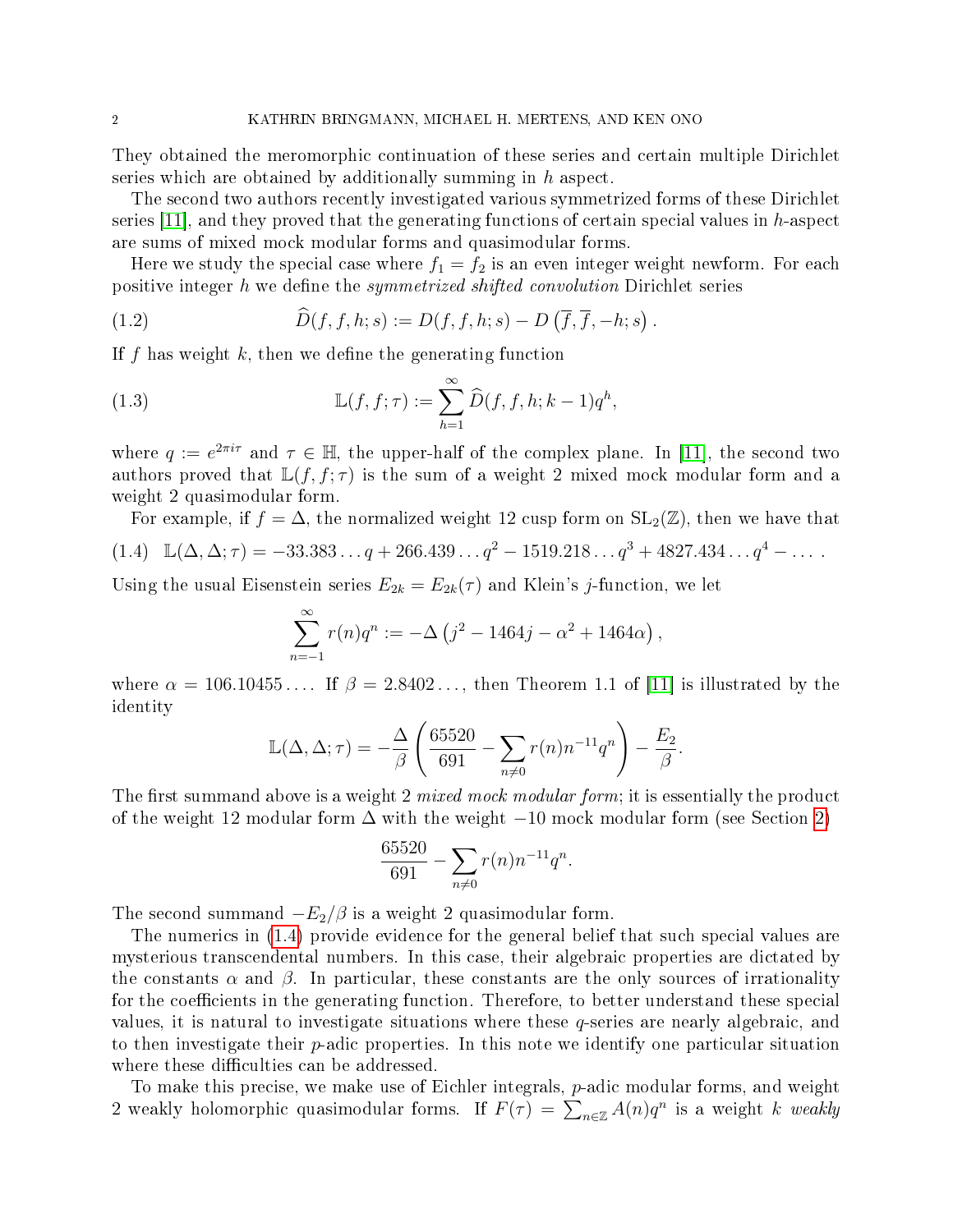They obtained the meromorphic continuation of these series and certain multiple Dirichlet series which are obtained by additionally summing in $h$ aspect.

The second two authors recently investigated various symmetrized forms of these Dirichlet series [11], and they proved that the generating functions of certain special values in $h$-aspect are sums of mixed mock modular forms and quasimodular forms.

Here we study the special case where $f_1 = f_2$ is an even integer weight newform. For each positive integer $h$ we define the *symmetrized shifted convolution* Dirichlet series

$$\widehat{D}(f, f, h; s) := D(f, f, h; s) - D\left(\overline{f}, \overline{f}, -h; s\right). \tag{1.2}$$

If $f$ has weight $k$, then we define the generating function

$$\mathbb{L}(f, f; \tau) := \sum_{h=1}^{\infty} \widehat{D}(f, f, h; k-1) q^h, \tag{1.3}$$

where $q := e^{2\pi i \tau}$ and $\tau \in \mathbb{H}$, the upper-half of the complex plane. In [11], the second two authors proved that $\mathbb{L}(f, f; \tau)$ is the sum of a weight 2 mixed mock modular form and a weight 2 quasimodular form.

For example, if $f = \Delta$, the normalized weight 12 cusp form on $\mathrm{SL}_2(\mathbb{Z})$, then we have that

$$\mathbb{L}(\Delta, \Delta; \tau) = -33.383\ldots q + 266.439\ldots q^2 - 1519.218\ldots q^3 + 4827.434\ldots q^4 - \ldots. \tag{1.4}$$

Using the usual Eisenstein series $E_{2k} = E_{2k}(\tau)$ and Klein's $j$-function, we let

$$\sum_{n=-1}^{\infty} r(n) q^n := -\Delta\left(j^2 - 1464j - \alpha^2 + 1464\alpha\right),$$

where $\alpha = 106.10455\ldots$. If $\beta = 2.8402\ldots$, then Theorem 1.1 of [11] is illustrated by the identity

$$\mathbb{L}(\Delta, \Delta; \tau) = -\frac{\Delta}{\beta}\left(\frac{65520}{691} - \sum_{n \neq 0} r(n) n^{-11} q^n\right) - \frac{E_2}{\beta}.$$

The first summand above is a weight 2 *mixed mock modular form*; it is essentially the product of the weight 12 modular form $\Delta$ with the weight $-10$ mock modular form (see Section 2)

$$\frac{65520}{691} - \sum_{n \neq 0} r(n) n^{-11} q^n.$$

The second summand $-E_2/\beta$ is a weight 2 quasimodular form.

The numerics in (1.4) provide evidence for the general belief that such special values are mysterious transcendental numbers. In this case, their algebraic properties are dictated by the constants $\alpha$ and $\beta$. In particular, these constants are the only sources of irrationality for the coefficients in the generating function. Therefore, to better understand these special values, it is natural to investigate situations where these $q$-series are nearly algebraic, and to then investigate their $p$-adic properties. In this note we identify one particular situation where these difficulties can be addressed.

To make this precise, we make use of Eichler integrals, $p$-adic modular forms, and weight 2 weakly holomorphic quasimodular forms. If $F(\tau) = \sum_{n \in \mathbb{Z}} A(n) q^n$ is a weight $k$ *weakly*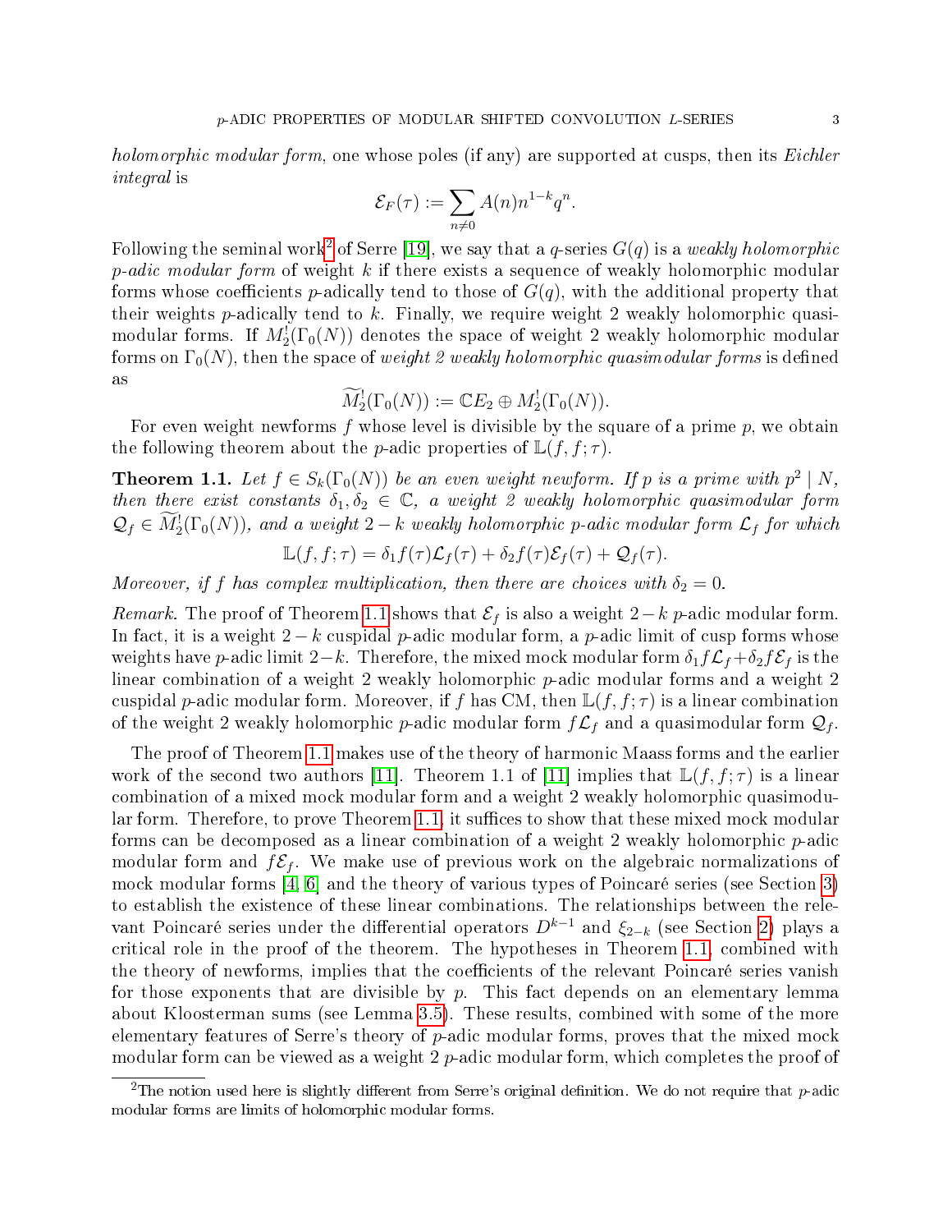*holomorphic modular form*, one whose poles (if any) are supported at cusps, then its *Eichler integral* is

$$\mathcal{E}_F(\tau) := \sum_{n \neq 0} A(n) n^{1-k} q^n.$$

Following the seminal work[2] of Serre [19], we say that a $q$-series $G(q)$ is a *weakly holomorphic $p$-adic modular form* of weight $k$ if there exists a sequence of weakly holomorphic modular forms whose coefficients $p$-adically tend to those of $G(q)$, with the additional property that their weights $p$-adically tend to $k$. Finally, we require weight 2 weakly holomorphic quasimodular forms. If $M_2^!(\Gamma_0(N))$ denotes the space of weight 2 weakly holomorphic modular forms on $\Gamma_0(N)$, then the space of *weight 2 weakly holomorphic quasimodular forms* is defined as

$$\widetilde{M}_2^!(\Gamma_0(N)) := \mathbb{C}E_2 \oplus M_2^!(\Gamma_0(N)).$$

For even weight newforms $f$ whose level is divisible by the square of a prime $p$, we obtain the following theorem about the $p$-adic properties of $\mathbb{L}(f, f; \tau)$.

**Theorem 1.1.** *Let $f \in S_k(\Gamma_0(N))$ be an even weight newform. If $p$ is a prime with $p^2 \mid N$, then there exist constants $\delta_1, \delta_2 \in \mathbb{C}$, a weight 2 weakly holomorphic quasimodular form $\mathcal{Q}_f \in \widetilde{M}_2^!(\Gamma_0(N))$, and a weight $2-k$ weakly holomorphic $p$-adic modular form $\mathcal{L}_f$ for which*

$$\mathbb{L}(f, f; \tau) = \delta_1 f(\tau)\mathcal{L}_f(\tau) + \delta_2 f(\tau)\mathcal{E}_f(\tau) + \mathcal{Q}_f(\tau).$$

*Moreover, if $f$ has complex multiplication, then there are choices with $\delta_2 = 0$.*

*Remark.* The proof of Theorem 1.1 shows that $\mathcal{E}_f$ is also a weight $2-k$ $p$-adic modular form. In fact, it is a weight $2-k$ cuspidal $p$-adic modular form, a $p$-adic limit of cusp forms whose weights have $p$-adic limit $2-k$. Therefore, the mixed mock modular form $\delta_1 f\mathcal{L}_f + \delta_2 f\mathcal{E}_f$ is the linear combination of a weight 2 weakly holomorphic $p$-adic modular forms and a weight 2 cuspidal $p$-adic modular form. Moreover, if $f$ has CM, then $\mathbb{L}(f, f; \tau)$ is a linear combination of the weight 2 weakly holomorphic $p$-adic modular form $f\mathcal{L}_f$ and a quasimodular form $\mathcal{Q}_f$.

The proof of Theorem 1.1 makes use of the theory of harmonic Maass forms and the earlier work of the second two authors [11]. Theorem 1.1 of [11] implies that $\mathbb{L}(f, f; \tau)$ is a linear combination of a mixed mock modular form and a weight 2 weakly holomorphic quasimodular form. Therefore, to prove Theorem 1.1, it suffices to show that these mixed mock modular forms can be decomposed as a linear combination of a weight 2 weakly holomorphic $p$-adic modular form and $f\mathcal{E}_f$. We make use of previous work on the algebraic normalizations of mock modular forms [4, 6] and the theory of various types of Poincaré series (see Section 3) to establish the existence of these linear combinations. The relationships between the relevant Poincaré series under the differential operators $D^{k-1}$ and $\xi_{2-k}$ (see Section 2) plays a critical role in the proof of the theorem. The hypotheses in Theorem 1.1, combined with the theory of newforms, implies that the coefficients of the relevant Poincaré series vanish for those exponents that are divisible by $p$. This fact depends on an elementary lemma about Kloosterman sums (see Lemma 3.5). These results, combined with some of the more elementary features of Serre's theory of $p$-adic modular forms, proves that the mixed mock modular form can be viewed as a weight 2 $p$-adic modular form, which completes the proof of

[2] The notion used here is slightly different from Serre's original definition. We do not require that $p$-adic modular forms are limits of holomorphic modular forms.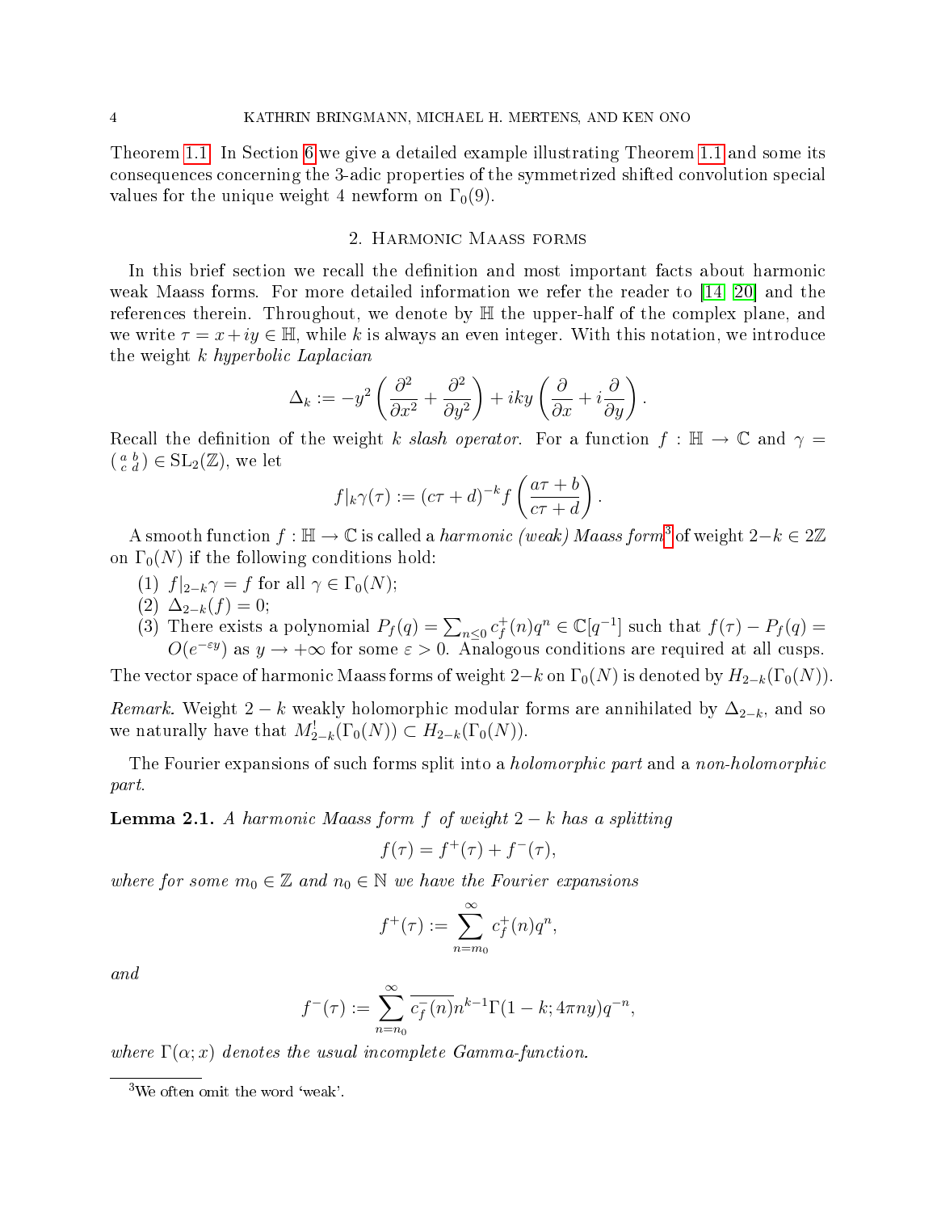Theorem 1.1. In Section 6 we give a detailed example illustrating Theorem 1.1 and some its consequences concerning the 3-adic properties of the symmetrized shifted convolution special values for the unique weight 4 newform on $\Gamma_0(9)$.

## 2. Harmonic Maass forms

In this brief section we recall the definition and most important facts about harmonic weak Maass forms. For more detailed information we refer the reader to [14, 20] and the references therein. Throughout, we denote by $\mathbb{H}$ the upper-half of the complex plane, and we write $\tau = x + iy \in \mathbb{H}$, while $k$ is always an even integer. With this notation, we introduce the weight $k$ *hyperbolic Laplacian*

$$\Delta_k := -y^2 \left( \frac{\partial^2}{\partial x^2} + \frac{\partial^2}{\partial y^2} \right) + iky \left( \frac{\partial}{\partial x} + i \frac{\partial}{\partial y} \right).$$

Recall the definition of the weight $k$ *slash operator*. For a function $f : \mathbb{H} \to \mathbb{C}$ and $\gamma = \left( \begin{smallmatrix} a & b \\ c & d \end{smallmatrix} \right) \in \mathrm{SL}_2(\mathbb{Z})$, we let

$$f|_k \gamma(\tau) := (c\tau + d)^{-k} f\left( \frac{a\tau + b}{c\tau + d} \right).$$

A smooth function $f : \mathbb{H} \to \mathbb{C}$ is called a *harmonic (weak) Maass form*[3] of weight $2-k \in 2\mathbb{Z}$ on $\Gamma_0(N)$ if the following conditions hold:

1. $f|_{2-k}\gamma = f$ for all $\gamma \in \Gamma_0(N)$;
2. $\Delta_{2-k}(f) = 0$;
3. There exists a polynomial $P_f(q) = \sum_{n \leq 0} c_f^+(n) q^n \in \mathbb{C}[q^{-1}]$ such that $f(\tau) - P_f(q) = O(e^{-\varepsilon y})$ as $y \to +\infty$ for some $\varepsilon > 0$. Analogous conditions are required at all cusps.

The vector space of harmonic Maass forms of weight $2-k$ on $\Gamma_0(N)$ is denoted by $H_{2-k}(\Gamma_0(N))$.

*Remark.* Weight $2-k$ weakly holomorphic modular forms are annihilated by $\Delta_{2-k}$, and so we naturally have that $M^!_{2-k}(\Gamma_0(N)) \subset H_{2-k}(\Gamma_0(N))$.

The Fourier expansions of such forms split into a *holomorphic part* and a *non-holomorphic part*.

**Lemma 2.1.** *A harmonic Maass form $f$ of weight $2-k$ has a splitting*

$$f(\tau) = f^+(\tau) + f^-(\tau),$$

*where for some $m_0 \in \mathbb{Z}$ and $n_0 \in \mathbb{N}$ we have the Fourier expansions*

$$f^+(\tau) := \sum_{n=m_0}^{\infty} c_f^+(n) q^n,$$

*and*

$$f^-(\tau) := \sum_{n=n_0}^{\infty} \overline{c_f^-(n)} n^{k-1} \Gamma(1-k; 4\pi n y) q^{-n},$$

*where $\Gamma(\alpha; x)$ denotes the usual incomplete Gamma-function.*

[3] We often omit the word 'weak'.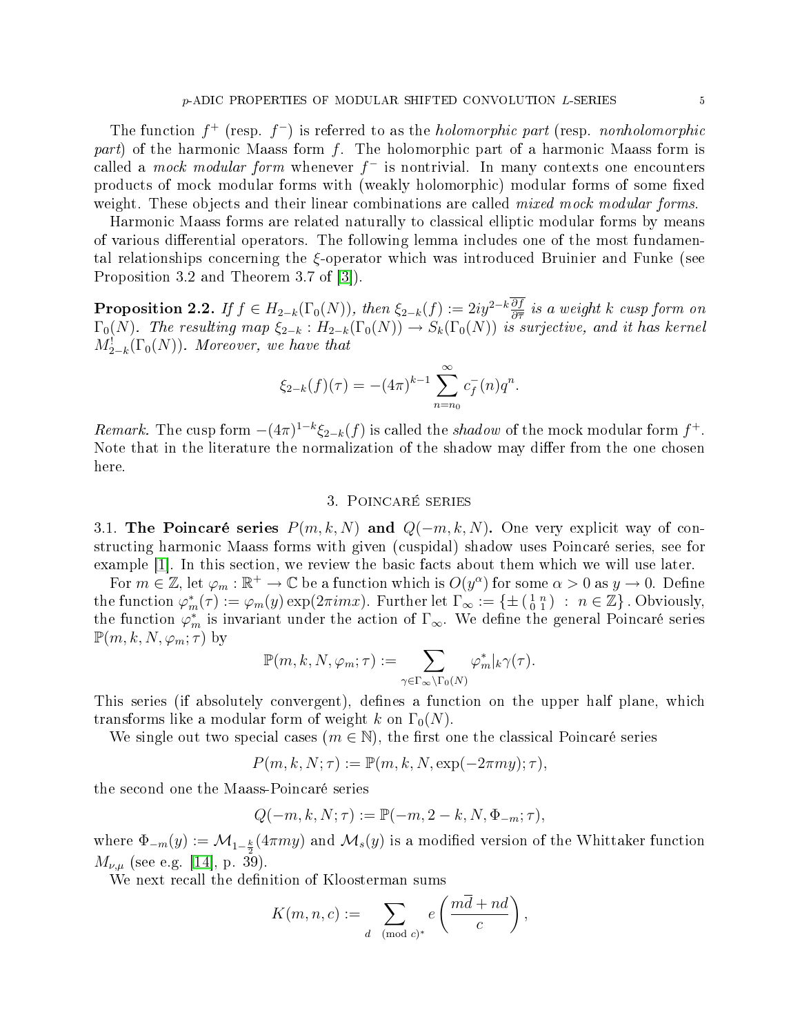The function $f^+$ (resp. $f^-$) is referred to as the *holomorphic part* (resp. *nonholomorphic part*) of the harmonic Maass form $f$. The holomorphic part of a harmonic Maass form is called a *mock modular form* whenever $f^-$ is nontrivial. In many contexts one encounters products of mock modular forms with (weakly holomorphic) modular forms of some fixed weight. These objects and their linear combinations are called *mixed mock modular forms*.

Harmonic Maass forms are related naturally to classical elliptic modular forms by means of various differential operators. The following lemma includes one of the most fundamental relationships concerning the $\xi$-operator which was introduced Bruinier and Funke (see Proposition 3.2 and Theorem 3.7 of [3]).

**Proposition 2.2.** *If $f \in H_{2-k}(\Gamma_0(N))$, then $\xi_{2-k}(f) := 2iy^{2-k}\overline{\frac{\partial f}{\partial \overline{\tau}}}$ is a weight $k$ cusp form on $\Gamma_0(N)$. The resulting map $\xi_{2-k} : H_{2-k}(\Gamma_0(N)) \to S_k(\Gamma_0(N))$ is surjective, and it has kernel $M^!_{2-k}(\Gamma_0(N))$. Moreover, we have that*

$$\xi_{2-k}(f)(\tau) = -(4\pi)^{k-1} \sum_{n=n_0}^{\infty} \overline{c_f^-(n)} q^n.$$

*Remark.* The cusp form $-(4\pi)^{1-k}\xi_{2-k}(f)$ is called the *shadow* of the mock modular form $f^+$. Note that in the literature the normalization of the shadow may differ from the one chosen here.

## 3. Poincaré series

**3.1. The Poincaré series $P(m, k, N)$ and $Q(-m, k, N)$.** One very explicit way of constructing harmonic Maass forms with given (cuspidal) shadow uses Poincaré series, see for example [1]. In this section, we review the basic facts about them which we will use later.

For $m \in \mathbb{Z}$, let $\varphi_m : \mathbb{R}^+ \to \mathbb{C}$ be a function which is $O(y^\alpha)$ for some $\alpha > 0$ as $y \to 0$. Define the function $\varphi_m^*(\tau) := \varphi_m(y)\exp(2\pi i m x)$. Further let $\Gamma_\infty := \{\pm \left(\begin{smallmatrix} 1 & n \\ 0 & 1 \end{smallmatrix}\right) \ : \ n \in \mathbb{Z}\}$. Obviously, the function $\varphi_m^*$ is invariant under the action of $\Gamma_\infty$. We define the general Poincaré series $\mathbb{P}(m, k, N, \varphi_m; \tau)$ by

$$\mathbb{P}(m, k, N, \varphi_m; \tau) := \sum_{\gamma \in \Gamma_\infty \backslash \Gamma_0(N)} \varphi_m^*|_k \gamma(\tau).$$

This series (if absolutely convergent), defines a function on the upper half plane, which transforms like a modular form of weight $k$ on $\Gamma_0(N)$.

We single out two special cases ($m \in \mathbb{N}$), the first one the classical Poincaré series

$$P(m, k, N; \tau) := \mathbb{P}(m, k, N, \exp(-2\pi m y); \tau),$$

the second one the Maass-Poincaré series

$$Q(-m, k, N; \tau) := \mathbb{P}(-m, 2-k, N, \Phi_{-m}; \tau),$$

where $\Phi_{-m}(y) := \mathcal{M}_{1-\frac{k}{2}}(4\pi m y)$ and $\mathcal{M}_s(y)$ is a modified version of the Whittaker function $M_{\nu,\mu}$ (see e.g. [14], p. 39).

We next recall the definition of Kloosterman sums

$$K(m, n, c) := \sum_{d \pmod{c}^*} e\left(\frac{m\overline{d} + nd}{c}\right),$$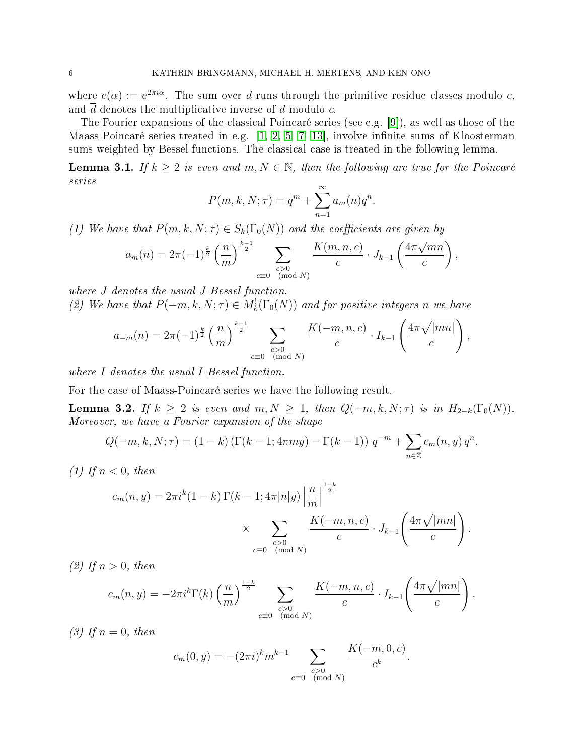where $e(\alpha) := e^{2\pi i\alpha}$. The sum over $d$ runs through the primitive residue classes modulo $c$, and $\overline{d}$ denotes the multiplicative inverse of $d$ modulo $c$.

The Fourier expansions of the classical Poincaré series (see e.g. [9]), as well as those of the Maass-Poincaré series treated in e.g. [1, 2, 5, 7, 13], involve infinite sums of Kloosterman sums weighted by Bessel functions. The classical case is treated in the following lemma.

**Lemma 3.1.** *If $k \geq 2$ is even and $m, N \in \mathbb{N}$, then the following are true for the Poincaré series*

$$P(m,k,N;\tau) = q^m + \sum_{n=1}^{\infty} a_m(n) q^n.$$

*(1) We have that $P(m,k,N;\tau) \in S_k(\Gamma_0(N))$ and the coefficients are given by*

$$a_m(n) = 2\pi(-1)^{\frac{k}{2}} \left(\frac{n}{m}\right)^{\frac{k-1}{2}} \sum_{\substack{c>0 \\ c\equiv 0 \pmod{N}}} \frac{K(m,n,c)}{c} \cdot J_{k-1}\left(\frac{4\pi\sqrt{mn}}{c}\right),$$

*where $J$ denotes the usual $J$-Bessel function.*

*(2) We have that $P(-m,k,N;\tau) \in M_k^!(\Gamma_0(N))$ and for positive integers $n$ we have*

$$a_{-m}(n) = 2\pi(-1)^{\frac{k}{2}} \left(\frac{n}{m}\right)^{\frac{k-1}{2}} \sum_{\substack{c>0 \\ c\equiv 0 \pmod{N}}} \frac{K(-m,n,c)}{c} \cdot I_{k-1}\left(\frac{4\pi\sqrt{|mn|}}{c}\right),$$

*where $I$ denotes the usual $I$-Bessel function.*

For the case of Maass-Poincaré series we have the following result.

**Lemma 3.2.** *If $k \geq 2$ is even and $m, N \geq 1$, then $Q(-m,k,N;\tau)$ is in $H_{2-k}(\Gamma_0(N))$. Moreover, we have a Fourier expansion of the shape*

$$Q(-m,k,N;\tau) = (1-k)\left(\Gamma(k-1;4\pi m y) - \Gamma(k-1)\right) q^{-m} + \sum_{n\in\mathbb{Z}} c_m(n,y)\, q^n.$$

*(1) If $n < 0$, then*

$$c_m(n,y) = 2\pi i^k (1-k)\,\Gamma(k-1;4\pi|n|y) \left|\frac{n}{m}\right|^{\frac{1-k}{2}} \times \sum_{\substack{c>0 \\ c\equiv 0 \pmod{N}}} \frac{K(-m,n,c)}{c} \cdot J_{k-1}\left(\frac{4\pi\sqrt{|mn|}}{c}\right).$$

*(2) If $n > 0$, then*

$$c_m(n,y) = -2\pi i^k \Gamma(k) \left(\frac{n}{m}\right)^{\frac{1-k}{2}} \sum_{\substack{c>0 \\ c\equiv 0 \pmod{N}}} \frac{K(-m,n,c)}{c} \cdot I_{k-1}\left(\frac{4\pi\sqrt{|mn|}}{c}\right).$$

*(3) If $n = 0$, then*

$$c_m(0,y) = -(2\pi i)^k m^{k-1} \sum_{\substack{c>0 \\ c\equiv 0 \pmod{N}}} \frac{K(-m,0,c)}{c^k}.$$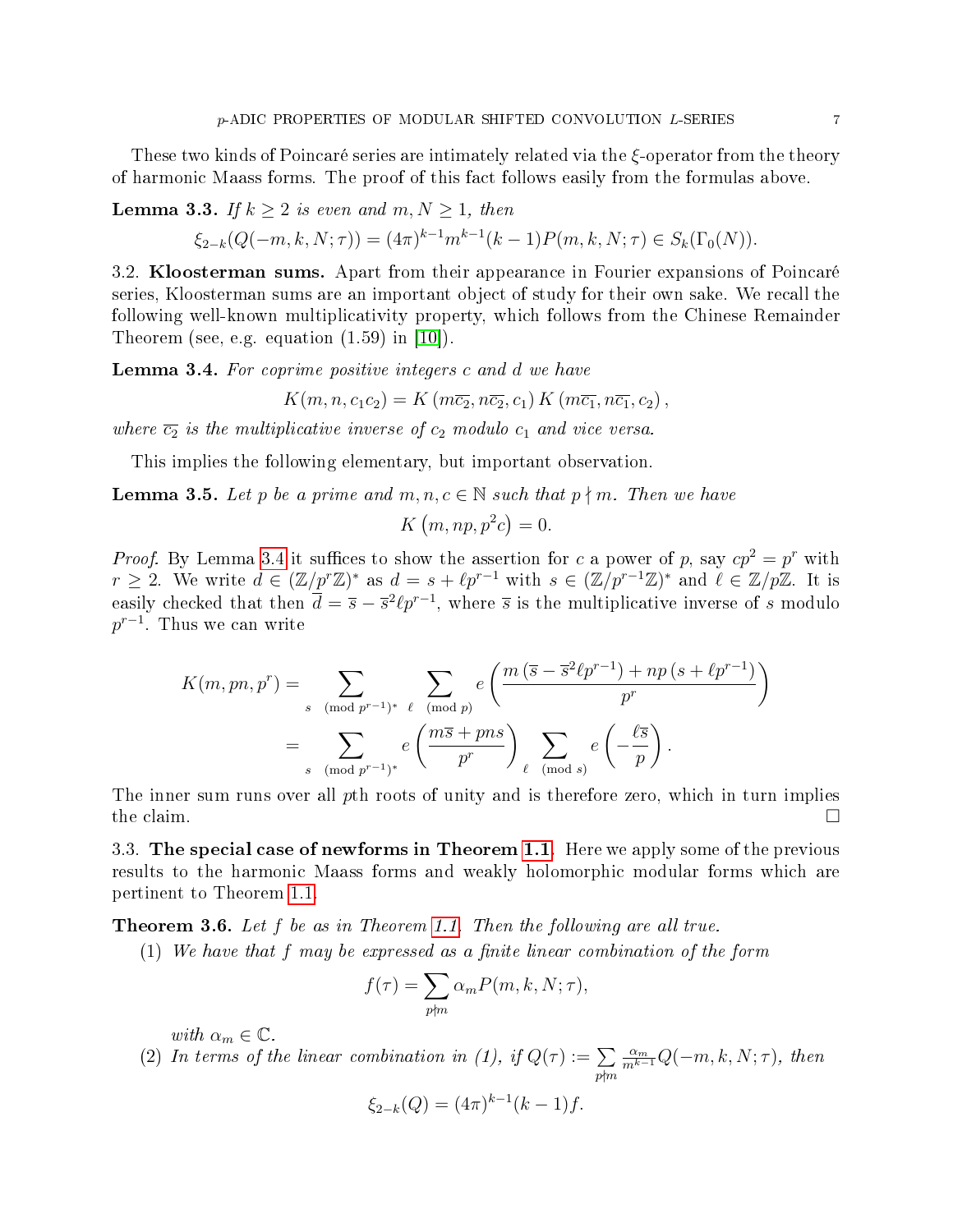These two kinds of Poincaré series are intimately related via the $\xi$-operator from the theory of harmonic Maass forms. The proof of this fact follows easily from the formulas above.

**Lemma 3.3.** *If $k \geq 2$ is even and $m, N \geq 1$, then*

$$\xi_{2-k}(Q(-m,k,N;\tau)) = (4\pi)^{k-1} m^{k-1}(k-1)P(m,k,N;\tau) \in S_k(\Gamma_0(N)).$$

### 3.2. Kloosterman sums.

Apart from their appearance in Fourier expansions of Poincaré series, Kloosterman sums are an important object of study for their own sake. We recall the following well-known multiplicativity property, which follows from the Chinese Remainder Theorem (see, e.g. equation (1.59) in [10]).

**Lemma 3.4.** *For coprime positive integers $c$ and $d$ we have*

$$K(m,n,c_1c_2) = K\left(m\overline{c_2}, n\overline{c_2}, c_1\right) K\left(m\overline{c_1}, n\overline{c_1}, c_2\right),$$

*where $\overline{c_2}$ is the multiplicative inverse of $c_2$ modulo $c_1$ and vice versa.*

This implies the following elementary, but important observation.

**Lemma 3.5.** *Let $p$ be a prime and $m, n, c \in \mathbb{N}$ such that $p \nmid m$. Then we have*

$$K\left(m, np, p^2c\right) = 0.$$

*Proof.* By Lemma 3.4 it suffices to show the assertion for $c$ a power of $p$, say $cp^2 = p^r$ with $r \geq 2$. We write $d \in (\mathbb{Z}/p^r\mathbb{Z})^*$ as $d = s + \ell p^{r-1}$ with $s \in (\mathbb{Z}/p^{r-1}\mathbb{Z})^*$ and $\ell \in \mathbb{Z}/p\mathbb{Z}$. It is easily checked that then $\overline{d} = \overline{s} - \overline{s}^2\ell p^{r-1}$, where $\overline{s}$ is the multiplicative inverse of $s$ modulo $p^{r-1}$. Thus we can write

$$\begin{aligned}
K(m,pn,p^r) &= \sum_{s \pmod{p^{r-1}})^*} \sum_{\ell \pmod{p}} e\left(\frac{m\left(\overline{s} - \overline{s}^2\ell p^{r-1}\right) + np\left(s + \ell p^{r-1}\right)}{p^r}\right) \\
&= \sum_{s \pmod{p^{r-1}})^*} e\left(\frac{m\overline{s} + pns}{p^r}\right) \sum_{\ell \pmod{s}} e\left(-\frac{\ell\overline{s}}{p}\right).
\end{aligned}$$

The inner sum runs over all $p$th roots of unity and is therefore zero, which in turn implies the claim. $\square$

### 3.3. The special case of newforms in Theorem 1.1.

Here we apply some of the previous results to the harmonic Maass forms and weakly holomorphic modular forms which are pertinent to Theorem 1.1.

**Theorem 3.6.** *Let $f$ be as in Theorem 1.1. Then the following are all true.*

1. *We have that $f$ may be expressed as a finite linear combination of the form*

$$f(\tau) = \sum_{p \nmid m} \alpha_m P(m,k,N;\tau),$$

*with $\alpha_m \in \mathbb{C}$.*

2. *In terms of the linear combination in (1), if $Q(\tau) := \sum\limits_{p \nmid m} \frac{\alpha_m}{m^{k-1}} Q(-m,k,N;\tau)$, then*

$$\xi_{2-k}(Q) = (4\pi)^{k-1}(k-1)f.$$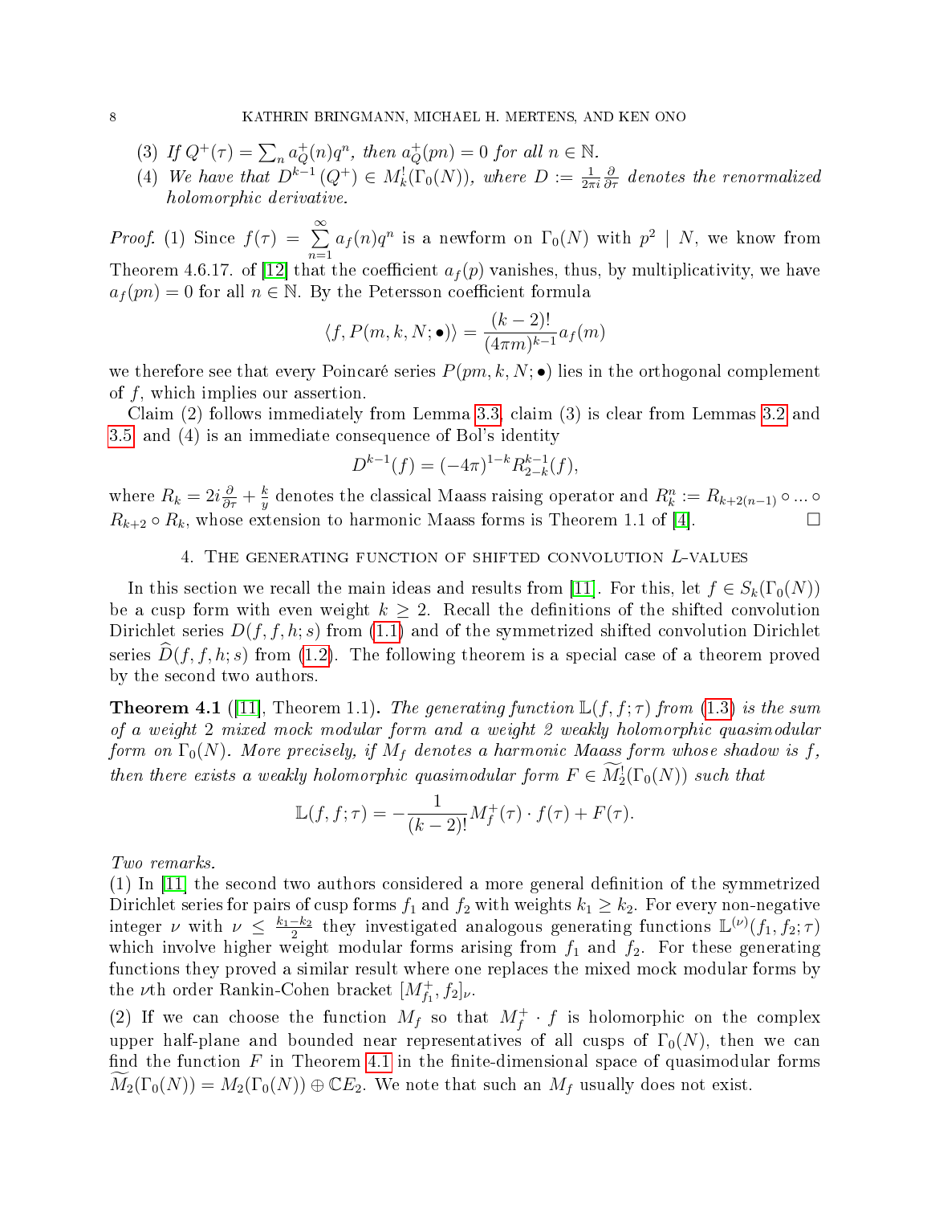(3) *If $Q^+(\tau) = \sum_n a_Q^+(n)q^n$, then $a_Q^+(pn) = 0$ for all $n \in \mathbb{N}$.*

(4) *We have that $D^{k-1}(Q^+) \in M_k^!(\Gamma_0(N))$, where $D := \frac{1}{2\pi i}\frac{\partial}{\partial\tau}$ denotes the renormalized holomorphic derivative.*

*Proof.* (1) Since $f(\tau) = \sum_{n=1}^{\infty} a_f(n)q^n$ is a newform on $\Gamma_0(N)$ with $p^2 \mid N$, we know from Theorem 4.6.17. of [12] that the coefficient $a_f(p)$ vanishes, thus, by multiplicativity, we have $a_f(pn) = 0$ for all $n \in \mathbb{N}$. By the Petersson coefficient formula

$$\langle f, P(m,k,N;\bullet)\rangle = \frac{(k-2)!}{(4\pi m)^{k-1}} a_f(m)$$

we therefore see that every Poincaré series $P(pm,k,N;\bullet)$ lies in the orthogonal complement of $f$, which implies our assertion.

Claim (2) follows immediately from Lemma 3.3, claim (3) is clear from Lemmas 3.2 and 3.5, and (4) is an immediate consequence of Bol's identity

$$D^{k-1}(f) = (-4\pi)^{1-k} R_{2-k}^{k-1}(f),$$

where $R_k = 2i\frac{\partial}{\partial\tau} + \frac{k}{y}$ denotes the classical Maass raising operator and $R_k^n := R_{k+2(n-1)} \circ \ldots \circ R_{k+2} \circ R_k$, whose extension to harmonic Maass forms is Theorem 1.1 of [4]. $\square$

## 4. The generating function of shifted convolution $L$-values

In this section we recall the main ideas and results from [11]. For this, let $f \in S_k(\Gamma_0(N))$ be a cusp form with even weight $k \geq 2$. Recall the definitions of the shifted convolution Dirichlet series $D(f,f,h;s)$ from (1.1) and of the symmetrized shifted convolution Dirichlet series $\widehat{D}(f,f,h;s)$ from (1.2). The following theorem is a special case of a theorem proved by the second two authors.

**Theorem 4.1** ([11], Theorem 1.1)**.** *The generating function $\mathbb{L}(f,f;\tau)$ from (1.3) is the sum of a weight 2 mixed mock modular form and a weight 2 weakly holomorphic quasimodular form on $\Gamma_0(N)$. More precisely, if $M_f$ denotes a harmonic Maass form whose shadow is $f$, then there exists a weakly holomorphic quasimodular form $F \in \widetilde{M}_2^!(\Gamma_0(N))$ such that*

$$\mathbb{L}(f,f;\tau) = -\frac{1}{(k-2)!} M_f^+(\tau) \cdot f(\tau) + F(\tau).$$

*Two remarks.*

(1) In [11] the second two authors considered a more general definition of the symmetrized Dirichlet series for pairs of cusp forms $f_1$ and $f_2$ with weights $k_1 \geq k_2$. For every non-negative integer $\nu$ with $\nu \leq \frac{k_1-k_2}{2}$ they investigated analogous generating functions $\mathbb{L}^{(\nu)}(f_1,f_2;\tau)$ which involve higher weight modular forms arising from $f_1$ and $f_2$. For these generating functions they proved a similar result where one replaces the mixed mock modular forms by the $\nu$th order Rankin-Cohen bracket $[M_{f_1}^+, f_2]_\nu$.

(2) If we can choose the function $M_f$ so that $M_f^+ \cdot f$ is holomorphic on the complex upper half-plane and bounded near representatives of all cusps of $\Gamma_0(N)$, then we can find the function $F$ in Theorem 4.1 in the finite-dimensional space of quasimodular forms $\widetilde{M}_2(\Gamma_0(N)) = M_2(\Gamma_0(N)) \oplus \mathbb{C}E_2$. We note that such an $M_f$ usually does not exist.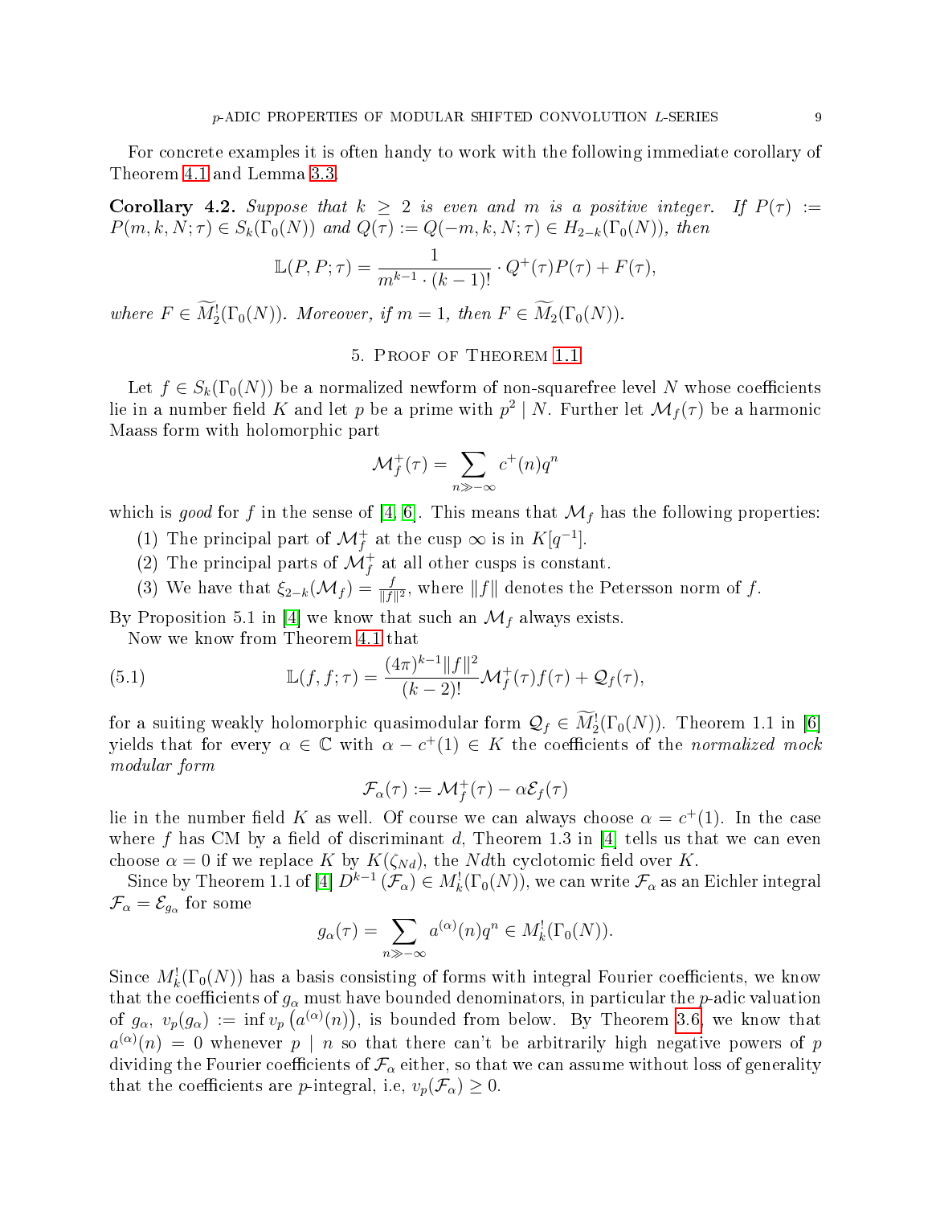For concrete examples it is often handy to work with the following immediate corollary of Theorem 4.1 and Lemma 3.3.

**Corollary 4.2.** *Suppose that $k \geq 2$ is even and $m$ is a positive integer. If $P(\tau) := P(m, k, N; \tau) \in S_k(\Gamma_0(N))$ and $Q(\tau) := Q(-m, k, N; \tau) \in H_{2-k}(\Gamma_0(N))$, then*

$$\mathbb{L}(P, P; \tau) = \frac{1}{m^{k-1} \cdot (k-1)!} \cdot Q^+(\tau) P(\tau) + F(\tau),$$

*where $F \in \widetilde{M}_2^!(\Gamma_0(N))$. Moreover, if $m = 1$, then $F \in \widetilde{M}_2(\Gamma_0(N))$.*

## 5. Proof of Theorem 1.1

Let $f \in S_k(\Gamma_0(N))$ be a normalized newform of non-squarefree level $N$ whose coefficients lie in a number field $K$ and let $p$ be a prime with $p^2 \mid N$. Further let $\mathcal{M}_f(\tau)$ be a harmonic Maass form with holomorphic part

$$\mathcal{M}_f^+(\tau) = \sum_{n \gg -\infty} c^+(n) q^n$$

which is *good* for $f$ in the sense of [4, 6]. This means that $\mathcal{M}_f$ has the following properties:

1. The principal part of $\mathcal{M}_f^+$ at the cusp $\infty$ is in $K[q^{-1}]$.
2. The principal parts of $\mathcal{M}_f^+$ at all other cusps is constant.
3. We have that $\xi_{2-k}(\mathcal{M}_f) = \frac{f}{\|f\|^2}$, where $\|f\|$ denotes the Petersson norm of $f$.

By Proposition 5.1 in [4] we know that such an $\mathcal{M}_f$ always exists.

Now we know from Theorem 4.1 that

$$\mathbb{L}(f, f; \tau) = \frac{(4\pi)^{k-1} \|f\|^2}{(k-2)!} \mathcal{M}_f^+(\tau) f(\tau) + \mathcal{Q}_f(\tau), \tag{5.1}$$

for a suiting weakly holomorphic quasimodular form $\mathcal{Q}_f \in \widetilde{M}_2^!(\Gamma_0(N))$. Theorem 1.1 in [6] yields that for every $\alpha \in \mathbb{C}$ with $\alpha - c^+(1) \in K$ the coefficients of the *normalized mock modular form*

$$\mathcal{F}_\alpha(\tau) := \mathcal{M}_f^+(\tau) - \alpha \mathcal{E}_f(\tau)$$

lie in the number field $K$ as well. Of course we can always choose $\alpha = c^+(1)$. In the case where $f$ has CM by a field of discriminant $d$, Theorem 1.3 in [4] tells us that we can even choose $\alpha = 0$ if we replace $K$ by $K(\zeta_{Nd})$, the $Nd$th cyclotomic field over $K$.

Since by Theorem 1.1 of [4] $D^{k-1}(\mathcal{F}_\alpha) \in M_k^!(\Gamma_0(N))$, we can write $\mathcal{F}_\alpha$ as an Eichler integral $\mathcal{F}_\alpha = \mathcal{E}_{g_\alpha}$ for some

$$g_\alpha(\tau) = \sum_{n \gg -\infty} a^{(\alpha)}(n) q^n \in M_k^!(\Gamma_0(N)).$$

Since $M_k^!(\Gamma_0(N))$ has a basis consisting of forms with integral Fourier coefficients, we know that the coefficients of $g_\alpha$ must have bounded denominators, in particular the $p$-adic valuation of $g_\alpha$, $v_p(g_\alpha) := \inf v_p\left(a^{(\alpha)}(n)\right)$, is bounded from below. By Theorem 3.6, we know that $a^{(\alpha)}(n) = 0$ whenever $p \mid n$ so that there can't be arbitrarily high negative powers of $p$ dividing the Fourier coefficients of $\mathcal{F}_\alpha$ either, so that we can assume without loss of generality that the coefficients are $p$-integral, i.e, $v_p(\mathcal{F}_\alpha) \geq 0$.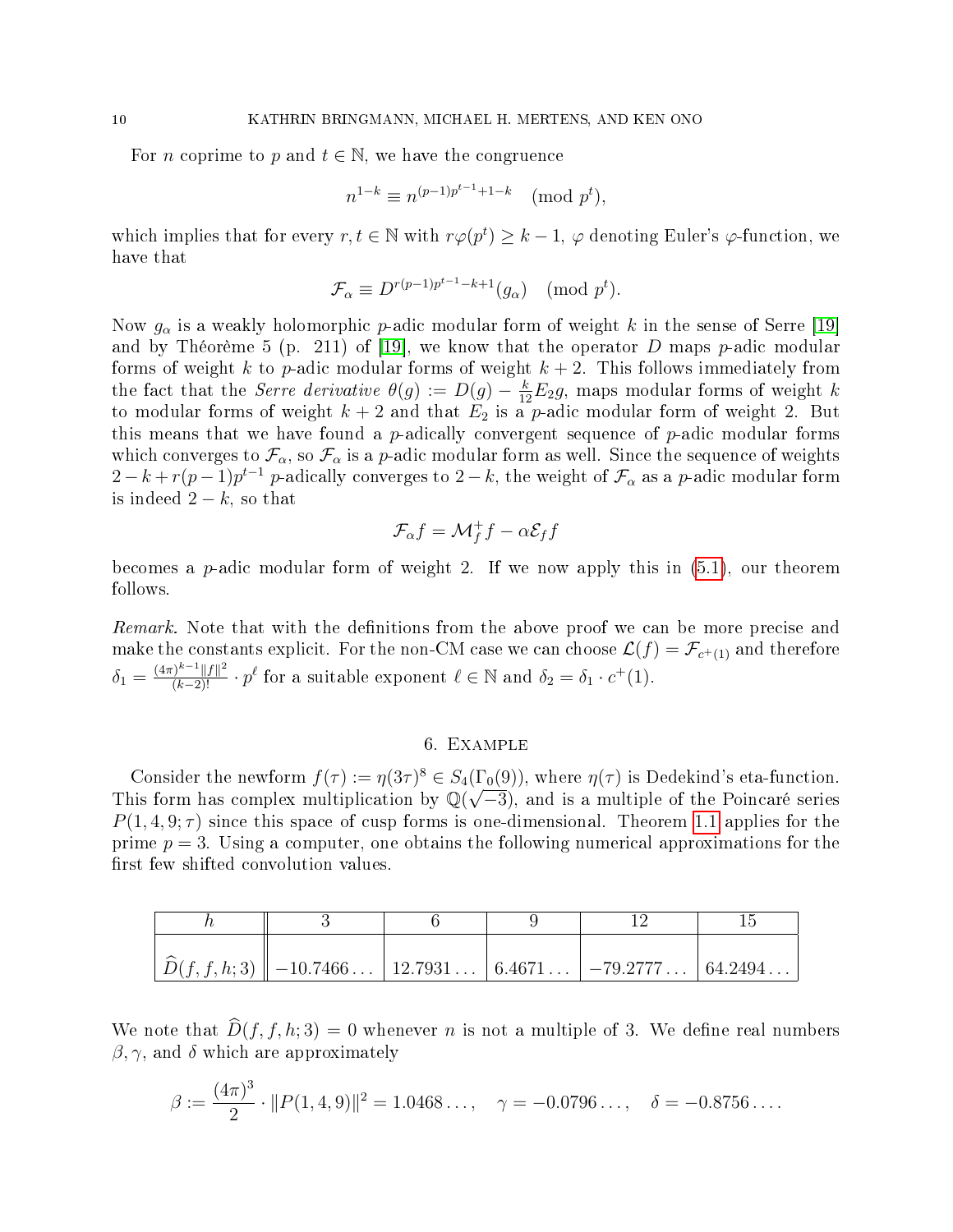For $n$ coprime to $p$ and $t \in \mathbb{N}$, we have the congruence

$$n^{1-k} \equiv n^{(p-1)p^{t-1}+1-k} \pmod{p^t},$$

which implies that for every $r, t \in \mathbb{N}$ with $r\varphi(p^t) \geq k-1$, $\varphi$ denoting Euler's $\varphi$-function, we have that

$$\mathcal{F}_\alpha \equiv D^{r(p-1)p^{t-1}-k+1}(g_\alpha) \pmod{p^t}.$$

Now $g_\alpha$ is a weakly holomorphic $p$-adic modular form of weight $k$ in the sense of Serre [19] and by Théorème 5 (p. 211) of [19], we know that the operator $D$ maps $p$-adic modular forms of weight $k$ to $p$-adic modular forms of weight $k+2$. This follows immediately from the fact that the *Serre derivative* $\theta(g) := D(g) - \frac{k}{12}E_2 g$, maps modular forms of weight $k$ to modular forms of weight $k+2$ and that $E_2$ is a $p$-adic modular form of weight 2. But this means that we have found a $p$-adically convergent sequence of $p$-adic modular forms which converges to $\mathcal{F}_\alpha$, so $\mathcal{F}_\alpha$ is a $p$-adic modular form as well. Since the sequence of weights $2-k+r(p-1)p^{t-1}$ $p$-adically converges to $2-k$, the weight of $\mathcal{F}_\alpha$ as a $p$-adic modular form is indeed $2-k$, so that

$$\mathcal{F}_\alpha f = \mathcal{M}_f^+ f - \alpha \mathcal{E}_f f$$

becomes a $p$-adic modular form of weight 2. If we now apply this in (5.1), our theorem follows.

*Remark.* Note that with the definitions from the above proof we can be more precise and make the constants explicit. For the non-CM case we can choose $\mathcal{L}(f) = \mathcal{F}_{c^+(1)}$ and therefore $\delta_1 = \frac{(4\pi)^{k-1}\|f\|^2}{(k-2)!} \cdot p^\ell$ for a suitable exponent $\ell \in \mathbb{N}$ and $\delta_2 = \delta_1 \cdot c^+(1)$.

## 6. Example

Consider the newform $f(\tau) := \eta(3\tau)^8 \in S_4(\Gamma_0(9))$, where $\eta(\tau)$ is Dedekind's eta-function. This form has complex multiplication by $\mathbb{Q}(\sqrt{-3})$, and is a multiple of the Poincaré series $P(1,4,9;\tau)$ since this space of cusp forms is one-dimensional. Theorem 1.1 applies for the prime $p = 3$. Using a computer, one obtains the following numerical approximations for the first few shifted convolution values.

| $h$ | 3 | 6 | 9 | 12 | 15 |
|---|---|---|---|---|---|
| $\widehat{D}(f,f,h;3)$ | $-10.7466\ldots$ | $12.7931\ldots$ | $6.4671\ldots$ | $-79.2777\ldots$ | $64.2494\ldots$ |

We note that $\widehat{D}(f,f,h;3) = 0$ whenever $n$ is not a multiple of 3. We define real numbers $\beta, \gamma$, and $\delta$ which are approximately

$$\beta := \frac{(4\pi)^3}{2} \cdot \|P(1,4,9)\|^2 = 1.0468\ldots, \quad \gamma = -0.0796\ldots, \quad \delta = -0.8756\ldots.$$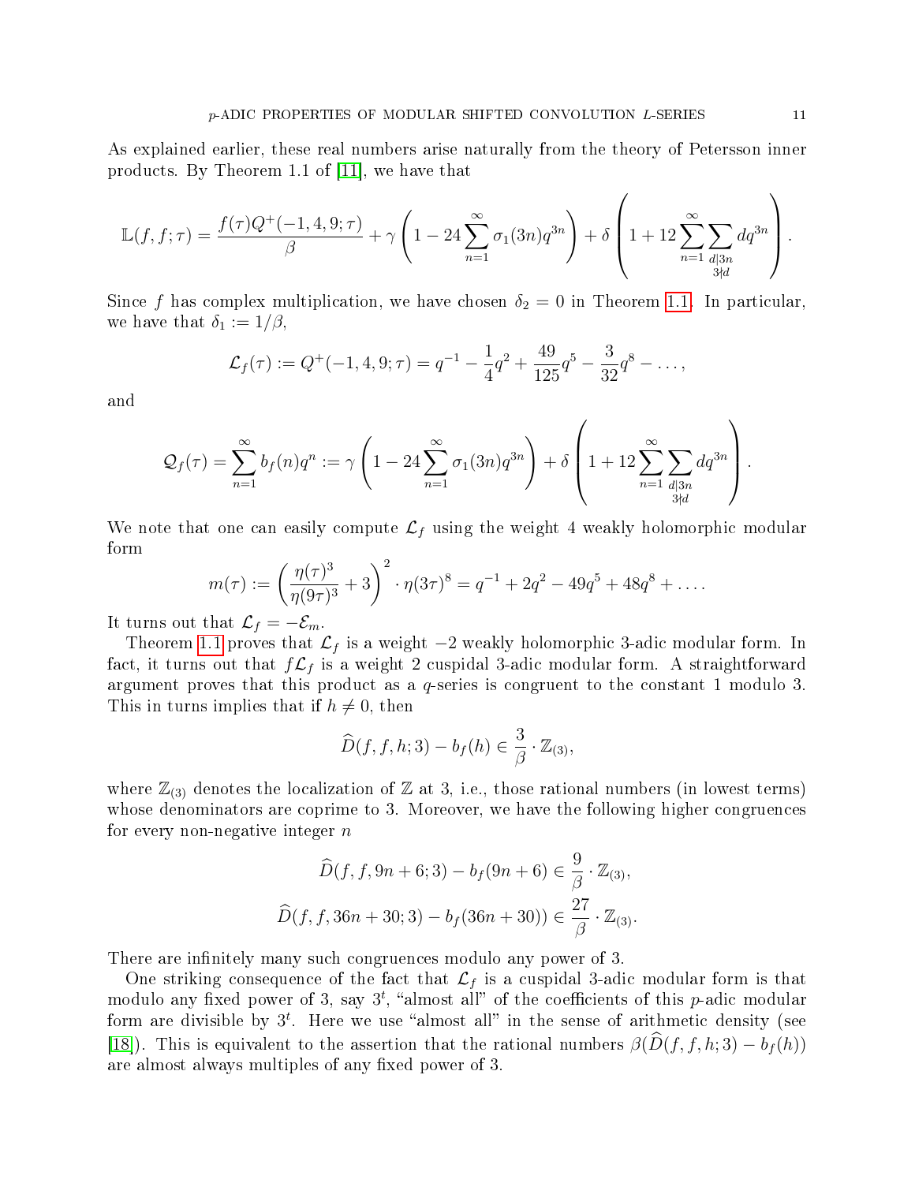As explained earlier, these real numbers arise naturally from the theory of Petersson inner products. By Theorem 1.1 of [11], we have that

$$\mathbb{L}(f,f;\tau) = \frac{f(\tau)Q^{+}(-1,4,9;\tau)}{\beta} + \gamma\left(1 - 24\sum_{n=1}^{\infty}\sigma_1(3n)q^{3n}\right) + \delta\left(1 + 12\sum_{n=1}^{\infty}\sum_{\substack{d|3n\\ 3\nmid d}} dq^{3n}\right).$$

Since $f$ has complex multiplication, we have chosen $\delta_2 = 0$ in Theorem 1.1. In particular, we have that $\delta_1 := 1/\beta$,

$$\mathcal{L}_f(\tau) := Q^{+}(-1,4,9;\tau) = q^{-1} - \frac{1}{4}q^2 + \frac{49}{125}q^5 - \frac{3}{32}q^8 - \dots,$$

and

$$\mathcal{Q}_f(\tau) = \sum_{n=1}^{\infty} b_f(n)q^n := \gamma\left(1 - 24\sum_{n=1}^{\infty}\sigma_1(3n)q^{3n}\right) + \delta\left(1 + 12\sum_{n=1}^{\infty}\sum_{\substack{d|3n\\ 3\nmid d}} dq^{3n}\right).$$

We note that one can easily compute $\mathcal{L}_f$ using the weight 4 weakly holomorphic modular form

$$m(\tau) := \left(\frac{\eta(\tau)^3}{\eta(9\tau)^3} + 3\right)^2 \cdot \eta(3\tau)^8 = q^{-1} + 2q^2 - 49q^5 + 48q^8 + \dots.$$

It turns out that $\mathcal{L}_f = -\mathcal{E}_m$.

Theorem 1.1 proves that $\mathcal{L}_f$ is a weight $-2$ weakly holomorphic 3-adic modular form. In fact, it turns out that $f\mathcal{L}_f$ is a weight 2 cuspidal 3-adic modular form. A straightforward argument proves that this product as a $q$-series is congruent to the constant 1 modulo 3. This in turns implies that if $h \neq 0$, then

$$\widehat{D}(f,f,h;3) - b_f(h) \in \frac{3}{\beta}\cdot\mathbb{Z}_{(3)},$$

where $\mathbb{Z}_{(3)}$ denotes the localization of $\mathbb{Z}$ at 3, i.e., those rational numbers (in lowest terms) whose denominators are coprime to 3. Moreover, we have the following higher congruences for every non-negative integer $n$

$$\widehat{D}(f,f,9n+6;3) - b_f(9n+6) \in \frac{9}{\beta}\cdot\mathbb{Z}_{(3)},$$

$$\widehat{D}(f,f,36n+30;3) - b_f(36n+30)) \in \frac{27}{\beta}\cdot\mathbb{Z}_{(3)}.$$

There are infinitely many such congruences modulo any power of 3.

One striking consequence of the fact that $\mathcal{L}_f$ is a cuspidal 3-adic modular form is that modulo any fixed power of 3, say $3^t$, "almost all" of the coefficients of this $p$-adic modular form are divisible by $3^t$. Here we use "almost all" in the sense of arithmetic density (see [18]). This is equivalent to the assertion that the rational numbers $\beta(\widehat{D}(f,f,h;3) - b_f(h))$ are almost always multiples of any fixed power of 3.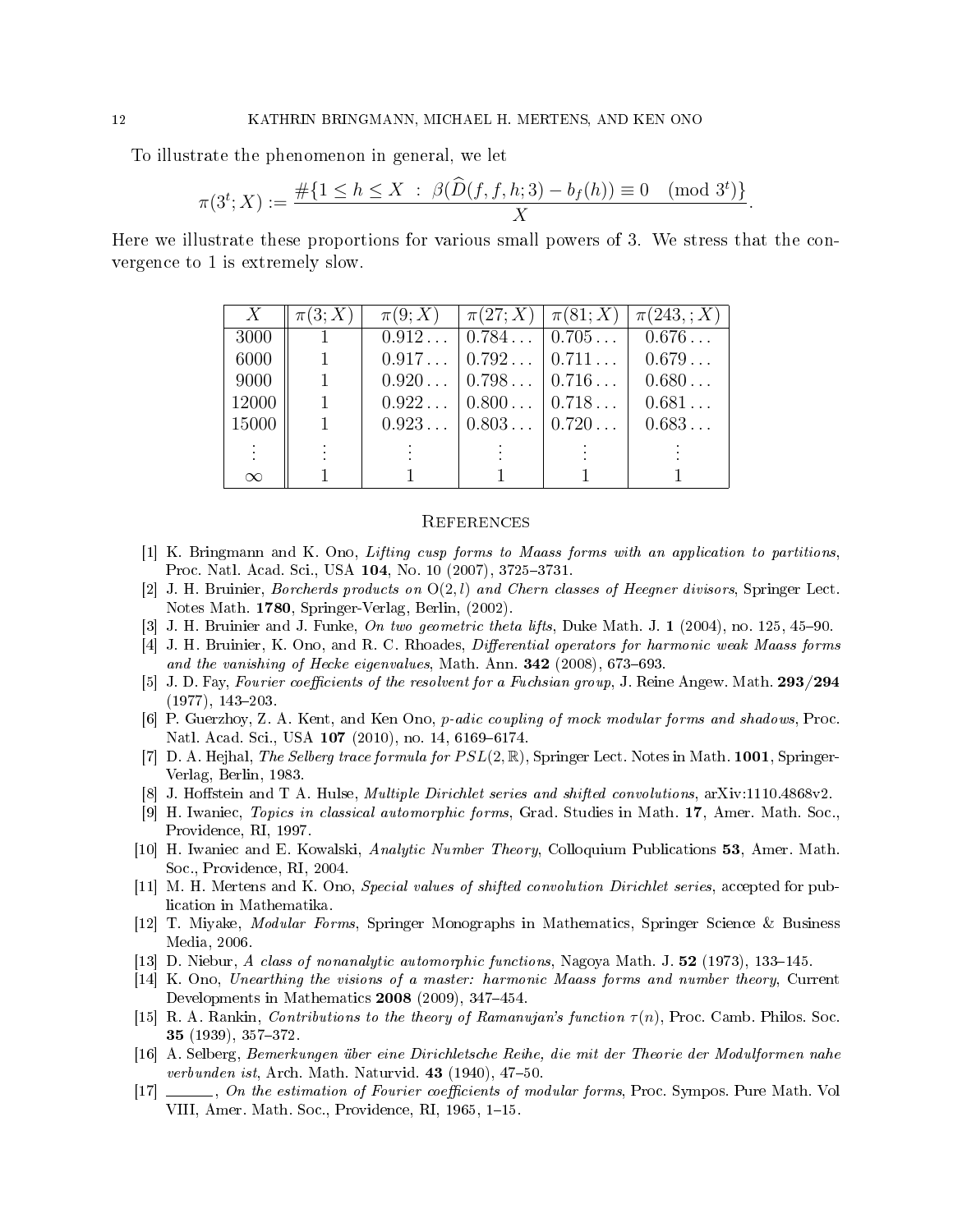To illustrate the phenomenon in general, we let

$$\pi(3^t; X) := \frac{\#\{1 \leq h \leq X \ : \ \beta(\widehat{D}(f, f, h; 3) - b_f(h)) \equiv 0 \pmod{3^t}\}}{X}.$$

Here we illustrate these proportions for various small powers of 3. We stress that the convergence to 1 is extremely slow.

| $X$ | $\pi(3; X)$ | $\pi(9; X)$ | $\pi(27; X)$ | $\pi(81; X)$ | $\pi(243, ; X)$ |
|---|---|---|---|---|---|
| 3000 | 1 | $0.912\ldots$ | $0.784\ldots$ | $0.705\ldots$ | $0.676\ldots$ |
| 6000 | 1 | $0.917\ldots$ | $0.792\ldots$ | $0.711\ldots$ | $0.679\ldots$ |
| 9000 | 1 | $0.920\ldots$ | $0.798\ldots$ | $0.716\ldots$ | $0.680\ldots$ |
| 12000 | 1 | $0.922\ldots$ | $0.800\ldots$ | $0.718\ldots$ | $0.681\ldots$ |
| 15000 | 1 | $0.923\ldots$ | $0.803\ldots$ | $0.720\ldots$ | $0.683\ldots$ |
| $\vdots$ | $\vdots$ | $\vdots$ | $\vdots$ | $\vdots$ | $\vdots$ |
| $\infty$ | 1 | 1 | 1 | 1 | 1 |

## References

[1] K. Bringmann and K. Ono, *Lifting cusp forms to Maass forms with an application to partitions*, Proc. Natl. Acad. Sci., USA **104**, No. 10 (2007), 3725–3731.

[2] J. H. Bruinier, *Borcherds products on* $\mathrm{O}(2, l)$ *and Chern classes of Heegner divisors*, Springer Lect. Notes Math. **1780**, Springer-Verlag, Berlin, (2002).

[3] J. H. Bruinier and J. Funke, *On two geometric theta lifts*, Duke Math. J. **1** (2004), no. 125, 45–90.

[4] J. H. Bruinier, K. Ono, and R. C. Rhoades, *Differential operators for harmonic weak Maass forms and the vanishing of Hecke eigenvalues*, Math. Ann. **342** (2008), 673–693.

[5] J. D. Fay, *Fourier coefficients of the resolvent for a Fuchsian group*, J. Reine Angew. Math. **293/294** (1977), 143–203.

[6] P. Guerzhoy, Z. A. Kent, and Ken Ono, *p-adic coupling of mock modular forms and shadows*, Proc. Natl. Acad. Sci., USA **107** (2010), no. 14, 6169–6174.

[7] D. A. Hejhal, *The Selberg trace formula for* $PSL(2, \mathbb{R})$, Springer Lect. Notes in Math. **1001**, Springer-Verlag, Berlin, 1983.

[8] J. Hoffstein and T A. Hulse, *Multiple Dirichlet series and shifted convolutions*, arXiv:1110.4868v2.

[9] H. Iwaniec, *Topics in classical automorphic forms*, Grad. Studies in Math. **17**, Amer. Math. Soc., Providence, RI, 1997.

[10] H. Iwaniec and E. Kowalski, *Analytic Number Theory*, Colloquium Publications **53**, Amer. Math. Soc., Providence, RI, 2004.

[11] M. H. Mertens and K. Ono, *Special values of shifted convolution Dirichlet series*, accepted for publication in Mathematika.

[12] T. Miyake, *Modular Forms*, Springer Monographs in Mathematics, Springer Science & Business Media, 2006.

[13] D. Niebur, *A class of nonanalytic automorphic functions*, Nagoya Math. J. **52** (1973), 133–145.

[14] K. Ono, *Unearthing the visions of a master: harmonic Maass forms and number theory*, Current Developments in Mathematics **2008** (2009), 347–454.

[15] R. A. Rankin, *Contributions to the theory of Ramanujan's function* $\tau(n)$, Proc. Camb. Philos. Soc. **35** (1939), 357–372.

[16] A. Selberg, *Bemerkungen über eine Dirichletsche Reihe, die mit der Theorie der Modulformen nahe verbunden ist*, Arch. Math. Naturvid. **43** (1940), 47–50.

[17] ______, *On the estimation of Fourier coefficients of modular forms*, Proc. Sympos. Pure Math. Vol VIII, Amer. Math. Soc., Providence, RI, 1965, 1–15.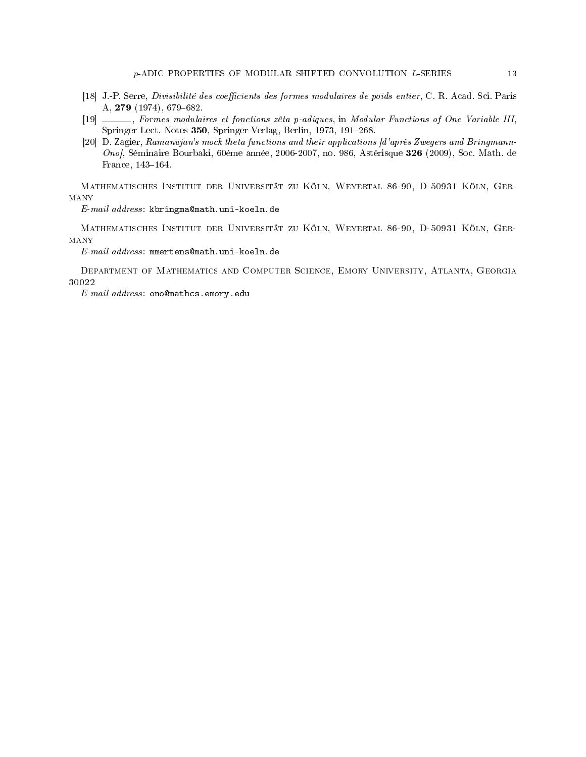[18] J.-P. Serre, *Divisibilité des coefficients des formes modulaires de poids entier*, C. R. Acad. Sci. Paris A, **279** (1974), 679–682.

[19] ———, *Formes modulaires et fonctions zêta p-adiques*, in *Modular Functions of One Variable III*, Springer Lect. Notes **350**, Springer-Verlag, Berlin, 1973, 191–268.

[20] D. Zagier, *Ramanujan's mock theta functions and their applications [d'après Zwegers and Bringmann-Ono]*, Séminaire Bourbaki, 60ème année, 2006-2007, no. 986, Astérisque **326** (2009), Soc. Math. de France, 143–164.

Mathematisches Institut der Universität zu Köln, Weyertal 86-90, D-50931 Köln, Germany

*E-mail address*: kbringma@math.uni-koeln.de

Mathematisches Institut der Universität zu Köln, Weyertal 86-90, D-50931 Köln, Germany

*E-mail address*: mmertens@math.uni-koeln.de

Department of Mathematics and Computer Science, Emory University, Atlanta, Georgia 30022

*E-mail address*: ono@mathcs.emory.edu